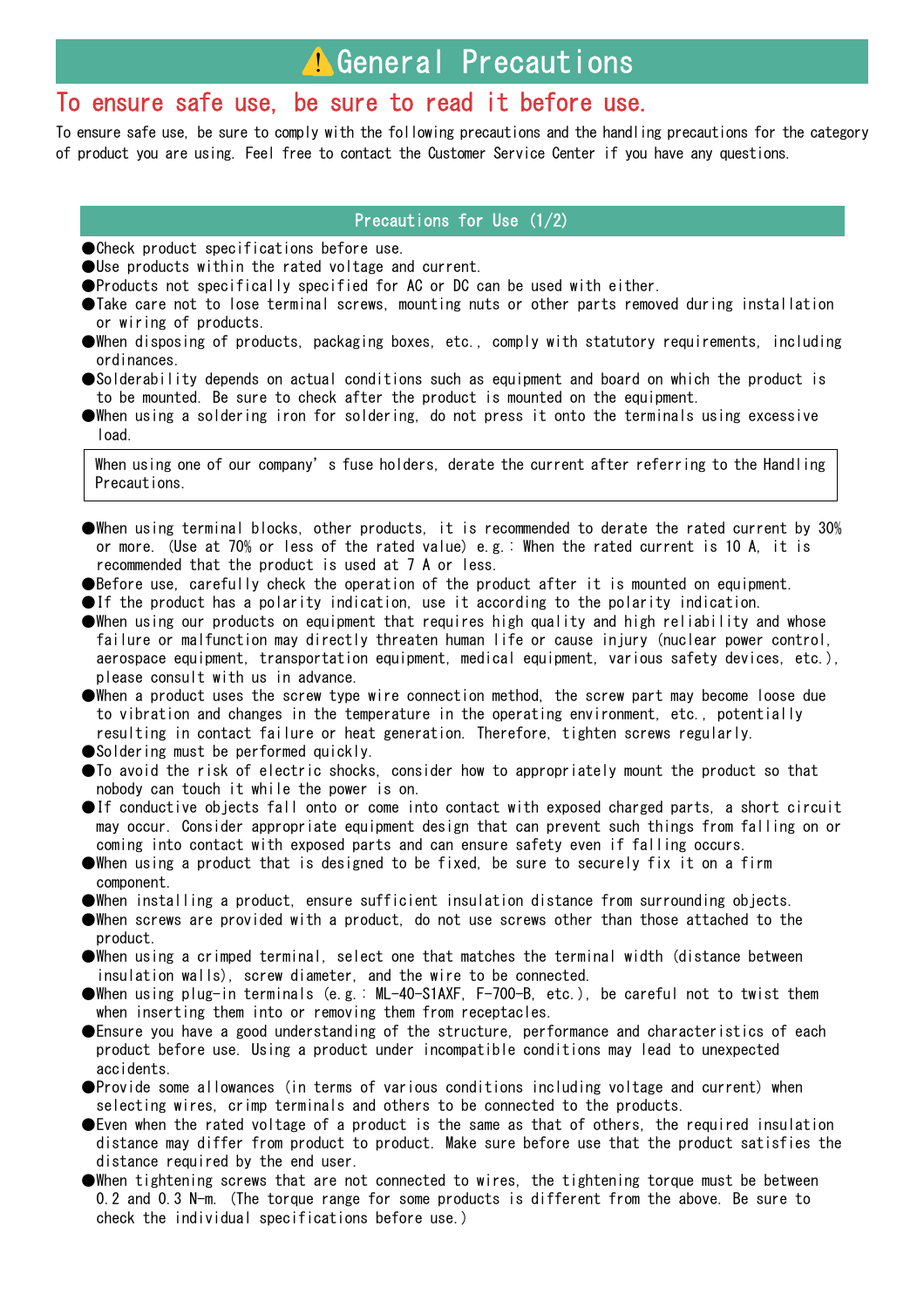# ⚠General Precautions

## To ensure safe use, be sure to read it before use.

To ensure safe use, be sure to comply with the following precautions and the handling precautions for the category of product you are using. Feel free to contact the Customer Service Center if you have any questions.

### Precautions for Use (1/2)

- Check product specifications before use.
- Use products within the rated voltage and current.
- Products not specifically specified for AC or DC can be used with either.
- Take care not to lose terminal screws, mounting nuts or other parts removed during installation or wiring of products.
- When disposing of products, packaging boxes, etc., comply with statutory requirements, including ordinances.
- Solderability depends on actual conditions such as equipment and board on which the product is to be mounted. Be sure to check after the product is mounted on the equipment.
- When using a soldering iron for soldering, do not press it onto the terminals using excessive load.

> When using one of our company’s fuse holders, derate the current after referring to the Handling Precautions.

- When using terminal blocks, other products, it is recommended to derate the rated current by 30% or more. (Use at 70% or less of the rated value) e.g.: When the rated current is 10 A, it is recommended that the product is used at 7 A or less.
- Before use, carefully check the operation of the product after it is mounted on equipment.
- If the product has a polarity indication, use it according to the polarity indication.
- When using our products on equipment that requires high quality and high reliability and whose failure or malfunction may directly threaten human life or cause injury (nuclear power control, aerospace equipment, transportation equipment, medical equipment, various safety devices, etc.), please consult with us in advance.
- When a product uses the screw type wire connection method, the screw part may become loose due to vibration and changes in the temperature in the operating environment, etc., potentially resulting in contact failure or heat generation. Therefore, tighten screws regularly.
- Soldering must be performed quickly.
- To avoid the risk of electric shocks, consider how to appropriately mount the product so that nobody can touch it while the power is on.
- If conductive objects fall onto or come into contact with exposed charged parts, a short circuit may occur. Consider appropriate equipment design that can prevent such things from falling on or coming into contact with exposed parts and can ensure safety even if falling occurs.
- When using a product that is designed to be fixed, be sure to securely fix it on a firm component.
- When installing a product, ensure sufficient insulation distance from surrounding objects.
- When screws are provided with a product, do not use screws other than those attached to the product.
- When using a crimped terminal, select one that matches the terminal width (distance between insulation walls), screw diameter, and the wire to be connected.
- When using plug-in terminals (e.g.: ML-40-S1AXF, F-700-B, etc.), be careful not to twist them when inserting them into or removing them from receptacles.
- Ensure you have a good understanding of the structure, performance and characteristics of each product before use. Using a product under incompatible conditions may lead to unexpected accidents.
- Provide some allowances (in terms of various conditions including voltage and current) when selecting wires, crimp terminals and others to be connected to the products.
- Even when the rated voltage of a product is the same as that of others, the required insulation distance may differ from product to product. Make sure before use that the product satisfies the distance required by the end user.
- When tightening screws that are not connected to wires, the tightening torque must be between 0.2 and 0.3 N-m. (The torque range for some products is different from the above. Be sure to check the individual specifications before use.)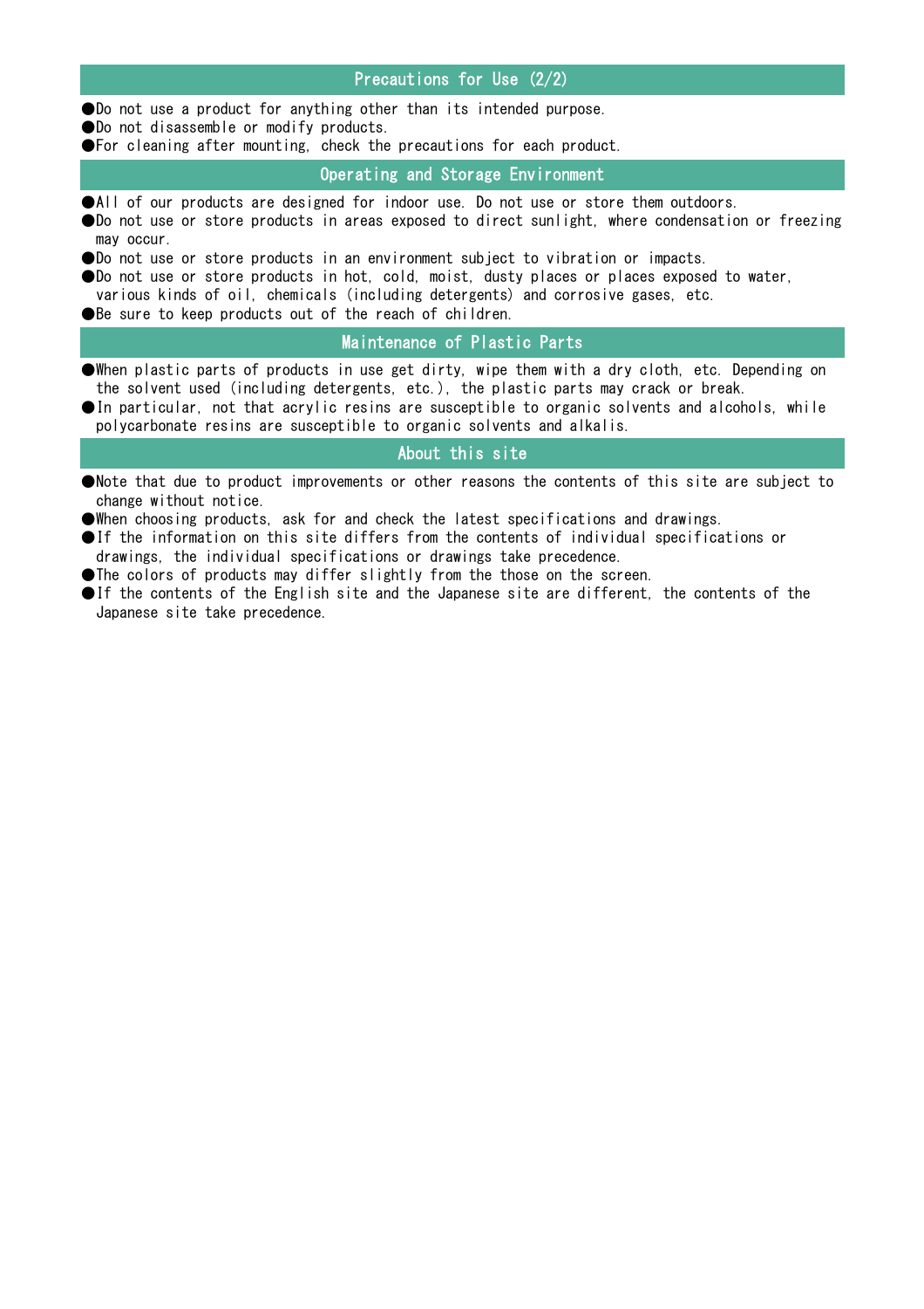## Precautions for Use (2/2)

- Do not use a product for anything other than its intended purpose.
- Do not disassemble or modify products.
- For cleaning after mounting, check the precautions for each product.

## Operating and Storage Environment

- All of our products are designed for indoor use. Do not use or store them outdoors.
- Do not use or store products in areas exposed to direct sunlight, where condensation or freezing may occur.
- Do not use or store products in an environment subject to vibration or impacts.
- Do not use or store products in hot, cold, moist, dusty places or places exposed to water, various kinds of oil, chemicals (including detergents) and corrosive gases, etc.
- Be sure to keep products out of the reach of children.

## Maintenance of Plastic Parts

- When plastic parts of products in use get dirty, wipe them with a dry cloth, etc. Depending on the solvent used (including detergents, etc.), the plastic parts may crack or break.
- In particular, not that acrylic resins are susceptible to organic solvents and alcohols, while polycarbonate resins are susceptible to organic solvents and alkalis.

## About this site

- Note that due to product improvements or other reasons the contents of this site are subject to change without notice.
- When choosing products, ask for and check the latest specifications and drawings.
- If the information on this site differs from the contents of individual specifications or drawings, the individual specifications or drawings take precedence.
- The colors of products may differ slightly from the those on the screen.
- If the contents of the English site and the Japanese site are different, the contents of the Japanese site take precedence.